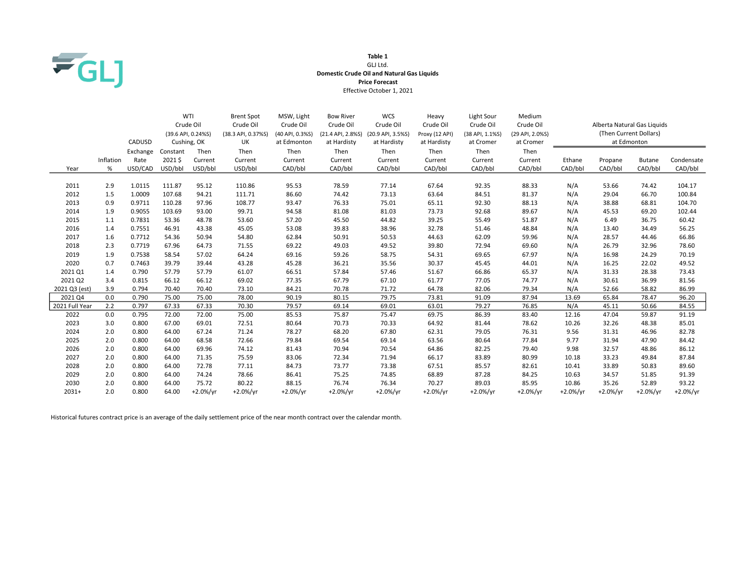**Table 1**
GLJ Ltd.
**Domestic Crude Oil and Natural Gas Liquids**
**Price Forecast**
Effective October 1, 2021

| | | CADUSD | WTI Crude Oil (39.6 API, 0.24%S) Cushing, OK | | Brent Spot Crude Oil (38.3 API, 0.37%S) UK | MSW, Light Crude Oil (40 API, 0.3%S) at Edmonton | Bow River Crude Oil (21.4 API, 2.8%S) at Hardisty | WCS Crude Oil (20.9 API, 3.5%S) at Hardisty | Heavy Crude Oil Proxy (12 API) at Hardisty | Light Sour Crude Oil (38 API, 1.1%S) at Cromer | Medium Crude Oil (29 API, 2.0%S) at Cromer | Alberta Natural Gas Liquids (Then Current Dollars) at Edmonton | | | |
|---|---|---|---|---|---|---|---|---|---|---|---|---|---|---|---|
| Year | Inflation % | Exchange Rate USD/CAD | Constant 2021 $ USD/bbl | Then Current USD/bbl | Then Current USD/bbl | Then Current CAD/bbl | Then Current CAD/bbl | Then Current CAD/bbl | Then Current CAD/bbl | Then Current CAD/bbl | Then Current CAD/bbl | Ethane CAD/bbl | Propane CAD/bbl | Butane CAD/bbl | Condensate CAD/bbl |
| 2011 | 2.9 | 1.0115 | 111.87 | 95.12 | 110.86 | 95.53 | 78.59 | 77.14 | 67.64 | 92.35 | 88.33 | N/A | 53.66 | 74.42 | 104.17 |
| 2012 | 1.5 | 1.0009 | 107.68 | 94.21 | 111.71 | 86.60 | 74.42 | 73.13 | 63.64 | 84.51 | 81.37 | N/A | 29.04 | 66.70 | 100.84 |
| 2013 | 0.9 | 0.9711 | 110.28 | 97.96 | 108.77 | 93.47 | 76.33 | 75.01 | 65.11 | 92.30 | 88.13 | N/A | 38.88 | 68.81 | 104.70 |
| 2014 | 1.9 | 0.9055 | 103.69 | 93.00 | 99.71 | 94.58 | 81.08 | 81.03 | 73.73 | 92.68 | 89.67 | N/A | 45.53 | 69.20 | 102.44 |
| 2015 | 1.1 | 0.7831 | 53.36 | 48.78 | 53.60 | 57.20 | 45.50 | 44.82 | 39.25 | 55.49 | 51.87 | N/A | 6.49 | 36.75 | 60.42 |
| 2016 | 1.4 | 0.7551 | 46.91 | 43.38 | 45.05 | 53.08 | 39.83 | 38.96 | 32.78 | 51.46 | 48.84 | N/A | 13.40 | 34.49 | 56.25 |
| 2017 | 1.6 | 0.7712 | 54.36 | 50.94 | 54.80 | 62.84 | 50.91 | 50.53 | 44.63 | 62.09 | 59.96 | N/A | 28.57 | 44.46 | 66.86 |
| 2018 | 2.3 | 0.7719 | 67.96 | 64.73 | 71.55 | 69.22 | 49.03 | 49.52 | 39.80 | 72.94 | 69.60 | N/A | 26.79 | 32.96 | 78.60 |
| 2019 | 1.9 | 0.7538 | 58.54 | 57.02 | 64.24 | 69.16 | 59.26 | 58.75 | 54.31 | 69.65 | 67.97 | N/A | 16.98 | 24.29 | 70.19 |
| 2020 | 0.7 | 0.7463 | 39.79 | 39.44 | 43.28 | 45.28 | 36.21 | 35.56 | 30.37 | 45.45 | 44.01 | N/A | 16.25 | 22.02 | 49.52 |
| 2021 Q1 | 1.4 | 0.790 | 57.79 | 57.79 | 61.07 | 66.51 | 57.84 | 57.46 | 51.67 | 66.86 | 65.37 | N/A | 31.33 | 28.38 | 73.43 |
| 2021 Q2 | 3.4 | 0.815 | 66.12 | 66.12 | 69.02 | 77.35 | 67.79 | 67.10 | 61.77 | 77.05 | 74.77 | N/A | 30.61 | 36.99 | 81.56 |
| 2021 Q3 (est) | 3.9 | 0.794 | 70.40 | 70.40 | 73.10 | 84.21 | 70.78 | 71.72 | 64.78 | 82.06 | 79.34 | N/A | 52.66 | 58.82 | 86.99 |
| 2021 Q4 | 0.0 | 0.790 | 75.00 | 75.00 | 78.00 | 90.19 | 80.15 | 79.75 | 73.81 | 91.09 | 87.94 | 13.69 | 65.84 | 78.47 | 96.20 |
| 2021 Full Year | 2.2 | 0.797 | 67.33 | 67.33 | 70.30 | 79.57 | 69.14 | 69.01 | 63.01 | 79.27 | 76.85 | N/A | 45.11 | 50.66 | 84.55 |
| 2022 | 0.0 | 0.795 | 72.00 | 72.00 | 75.00 | 85.53 | 75.87 | 75.47 | 69.75 | 86.39 | 83.40 | 12.16 | 47.04 | 59.87 | 91.19 |
| 2023 | 3.0 | 0.800 | 67.00 | 69.01 | 72.51 | 80.64 | 70.73 | 70.33 | 64.92 | 81.44 | 78.62 | 10.26 | 32.26 | 48.38 | 85.01 |
| 2024 | 2.0 | 0.800 | 64.00 | 67.24 | 71.24 | 78.27 | 68.20 | 67.80 | 62.31 | 79.05 | 76.31 | 9.56 | 31.31 | 46.96 | 82.78 |
| 2025 | 2.0 | 0.800 | 64.00 | 68.58 | 72.66 | 79.84 | 69.54 | 69.14 | 63.56 | 80.64 | 77.84 | 9.77 | 31.94 | 47.90 | 84.42 |
| 2026 | 2.0 | 0.800 | 64.00 | 69.96 | 74.12 | 81.43 | 70.94 | 70.54 | 64.86 | 82.25 | 79.40 | 9.98 | 32.57 | 48.86 | 86.12 |
| 2027 | 2.0 | 0.800 | 64.00 | 71.35 | 75.59 | 83.06 | 72.34 | 71.94 | 66.17 | 83.89 | 80.99 | 10.18 | 33.23 | 49.84 | 87.84 |
| 2028 | 2.0 | 0.800 | 64.00 | 72.78 | 77.11 | 84.73 | 73.77 | 73.38 | 67.51 | 85.57 | 82.61 | 10.41 | 33.89 | 50.83 | 89.60 |
| 2029 | 2.0 | 0.800 | 64.00 | 74.24 | 78.66 | 86.41 | 75.25 | 74.85 | 68.89 | 87.28 | 84.25 | 10.63 | 34.57 | 51.85 | 91.39 |
| 2030 | 2.0 | 0.800 | 64.00 | 75.72 | 80.22 | 88.15 | 76.74 | 76.34 | 70.27 | 89.03 | 85.95 | 10.86 | 35.26 | 52.89 | 93.22 |
| 2031+ | 2.0 | 0.800 | 64.00 | +2.0%/yr | +2.0%/yr | +2.0%/yr | +2.0%/yr | +2.0%/yr | +2.0%/yr | +2.0%/yr | +2.0%/yr | +2.0%/yr | +2.0%/yr | +2.0%/yr | +2.0%/yr |

Historical futures contract price is an average of the daily settlement price of the near month contract over the calendar month.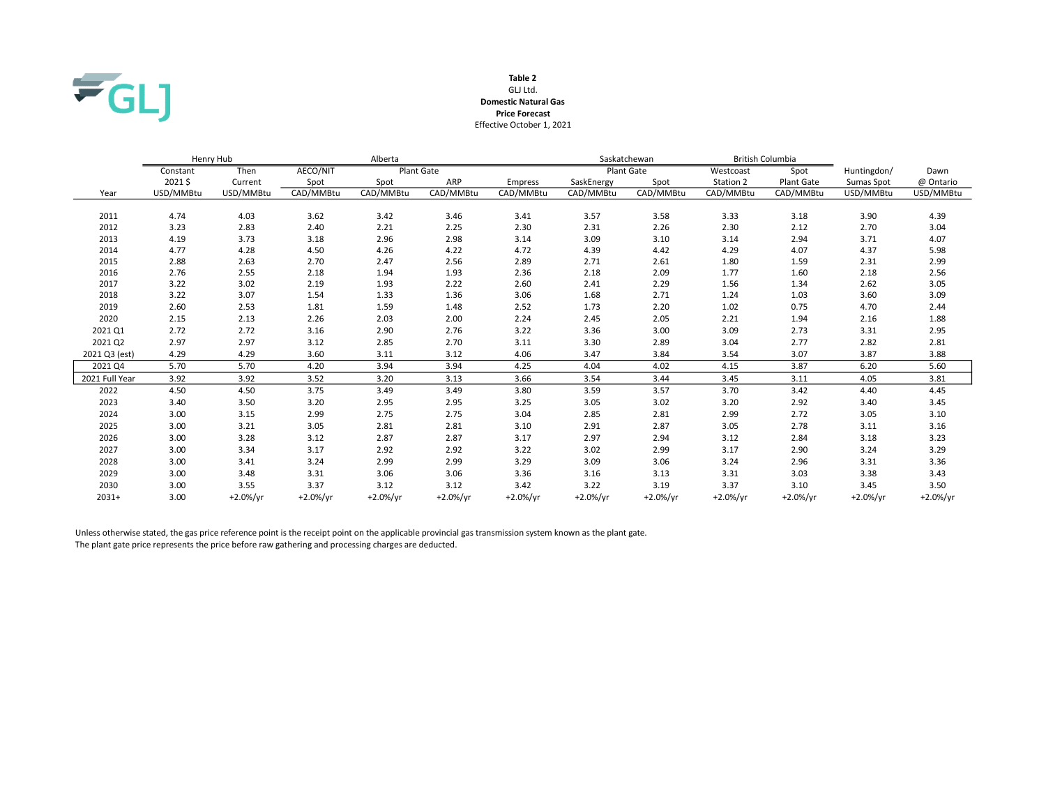**Table 2**

GLJ Ltd.

**Domestic Natural Gas**

**Price Forecast**

Effective October 1, 2021

| | Henry Hub | | Alberta | | | | Saskatchewan | | British Columbia | | | |
|---|---|---|---|---|---|---|---|---|---|---|---|---|
| | Constant | Then | AECO/NIT | Plant Gate | | | Plant Gate | | Westcoast | Spot | Huntingdon/ | Dawn |
| | 2021 $ | Current | Spot | Spot | ARP | Empress | SaskEnergy | Spot | Station 2 | Plant Gate | Sumas Spot | @ Ontario |
| Year | USD/MMBtu | USD/MMBtu | CAD/MMBtu | CAD/MMBtu | CAD/MMBtu | CAD/MMBtu | CAD/MMBtu | CAD/MMBtu | CAD/MMBtu | CAD/MMBtu | USD/MMBtu | USD/MMBtu |
| 2011 | 4.74 | 4.03 | 3.62 | 3.42 | 3.46 | 3.41 | 3.57 | 3.58 | 3.33 | 3.18 | 3.90 | 4.39 |
| 2012 | 3.23 | 2.83 | 2.40 | 2.21 | 2.25 | 2.30 | 2.31 | 2.26 | 2.30 | 2.12 | 2.70 | 3.04 |
| 2013 | 4.19 | 3.73 | 3.18 | 2.96 | 2.98 | 3.14 | 3.09 | 3.10 | 3.14 | 2.94 | 3.71 | 4.07 |
| 2014 | 4.77 | 4.28 | 4.50 | 4.26 | 4.22 | 4.72 | 4.39 | 4.42 | 4.29 | 4.07 | 4.37 | 5.98 |
| 2015 | 2.88 | 2.63 | 2.70 | 2.47 | 2.56 | 2.89 | 2.71 | 2.61 | 1.80 | 1.59 | 2.31 | 2.99 |
| 2016 | 2.76 | 2.55 | 2.18 | 1.94 | 1.93 | 2.36 | 2.18 | 2.09 | 1.77 | 1.60 | 2.18 | 2.56 |
| 2017 | 3.22 | 3.02 | 2.19 | 1.93 | 2.22 | 2.60 | 2.41 | 2.29 | 1.56 | 1.34 | 2.62 | 3.05 |
| 2018 | 3.22 | 3.07 | 1.54 | 1.33 | 1.36 | 3.06 | 1.68 | 2.71 | 1.24 | 1.03 | 3.60 | 3.09 |
| 2019 | 2.60 | 2.53 | 1.81 | 1.59 | 1.48 | 2.52 | 1.73 | 2.20 | 1.02 | 0.75 | 4.70 | 2.44 |
| 2020 | 2.15 | 2.13 | 2.26 | 2.03 | 2.00 | 2.24 | 2.45 | 2.05 | 2.21 | 1.94 | 2.16 | 1.88 |
| 2021 Q1 | 2.72 | 2.72 | 3.16 | 2.90 | 2.76 | 3.22 | 3.36 | 3.00 | 3.09 | 2.73 | 3.31 | 2.95 |
| 2021 Q2 | 2.97 | 2.97 | 3.12 | 2.85 | 2.70 | 3.11 | 3.30 | 2.89 | 3.04 | 2.77 | 2.82 | 2.81 |
| 2021 Q3 (est) | 4.29 | 4.29 | 3.60 | 3.11 | 3.12 | 4.06 | 3.47 | 3.84 | 3.54 | 3.07 | 3.87 | 3.88 |
| 2021 Q4 | 5.70 | 5.70 | 4.20 | 3.94 | 3.94 | 4.25 | 4.04 | 4.02 | 4.15 | 3.87 | 6.20 | 5.60 |
| 2021 Full Year | 3.92 | 3.92 | 3.52 | 3.20 | 3.13 | 3.66 | 3.54 | 3.44 | 3.45 | 3.11 | 4.05 | 3.81 |
| 2022 | 4.50 | 4.50 | 3.75 | 3.49 | 3.49 | 3.80 | 3.59 | 3.57 | 3.70 | 3.42 | 4.40 | 4.45 |
| 2023 | 3.40 | 3.50 | 3.20 | 2.95 | 2.95 | 3.25 | 3.05 | 3.02 | 3.20 | 2.92 | 3.40 | 3.45 |
| 2024 | 3.00 | 3.15 | 2.99 | 2.75 | 2.75 | 3.04 | 2.85 | 2.81 | 2.99 | 2.72 | 3.05 | 3.10 |
| 2025 | 3.00 | 3.21 | 3.05 | 2.81 | 2.81 | 3.10 | 2.91 | 2.87 | 3.05 | 2.78 | 3.11 | 3.16 |
| 2026 | 3.00 | 3.28 | 3.12 | 2.87 | 2.87 | 3.17 | 2.97 | 2.94 | 3.12 | 2.84 | 3.18 | 3.23 |
| 2027 | 3.00 | 3.34 | 3.17 | 2.92 | 2.92 | 3.22 | 3.02 | 2.99 | 3.17 | 2.90 | 3.24 | 3.29 |
| 2028 | 3.00 | 3.41 | 3.24 | 2.99 | 2.99 | 3.29 | 3.09 | 3.06 | 3.24 | 2.96 | 3.31 | 3.36 |
| 2029 | 3.00 | 3.48 | 3.31 | 3.06 | 3.06 | 3.36 | 3.16 | 3.13 | 3.31 | 3.03 | 3.38 | 3.43 |
| 2030 | 3.00 | 3.55 | 3.37 | 3.12 | 3.12 | 3.42 | 3.22 | 3.19 | 3.37 | 3.10 | 3.45 | 3.50 |
| 2031+ | 3.00 | +2.0%/yr | +2.0%/yr | +2.0%/yr | +2.0%/yr | +2.0%/yr | +2.0%/yr | +2.0%/yr | +2.0%/yr | +2.0%/yr | +2.0%/yr | +2.0%/yr |

Unless otherwise stated, the gas price reference point is the receipt point on the applicable provincial gas transmission system known as the plant gate.

The plant gate price represents the price before raw gathering and processing charges are deducted.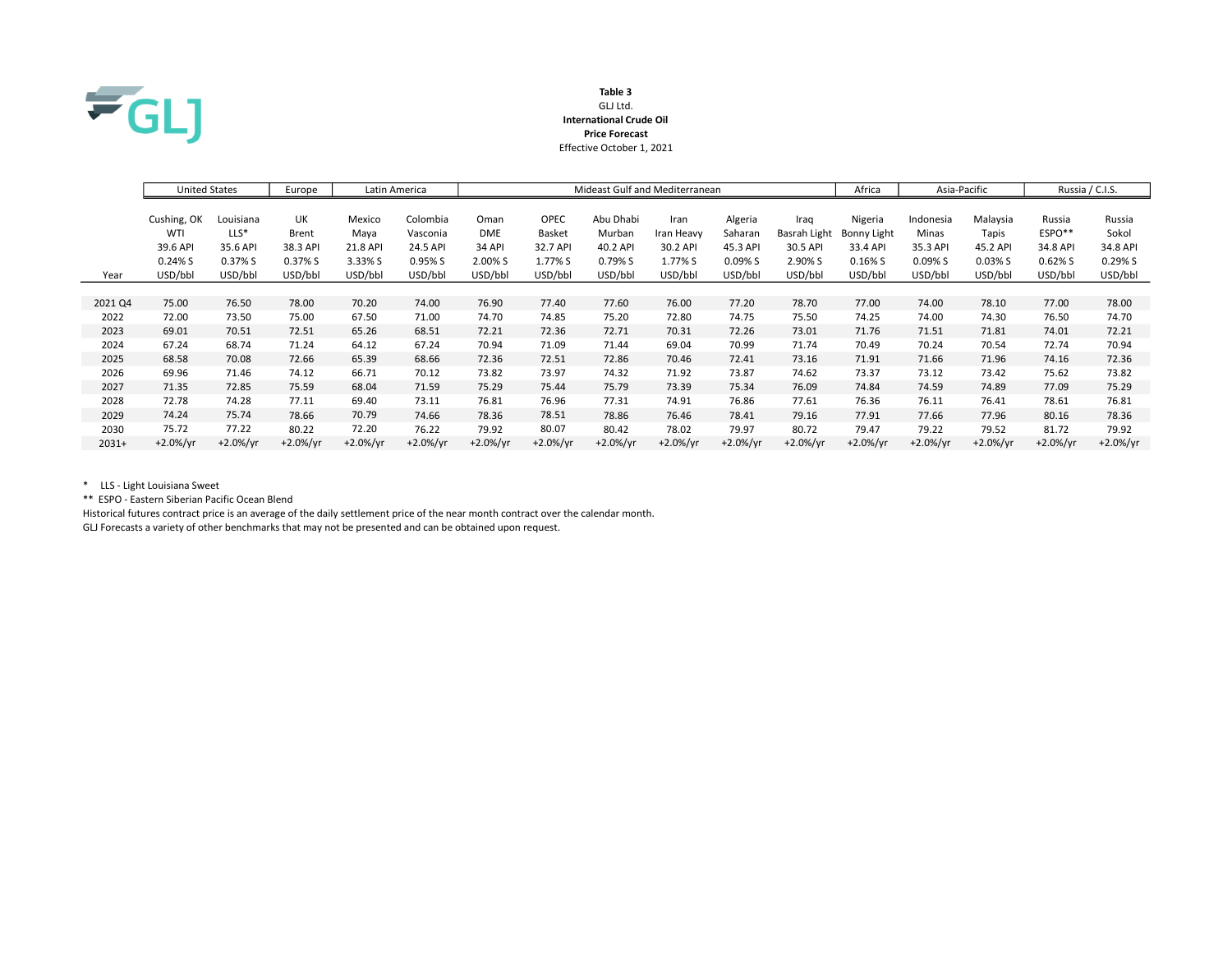**Table 3**
GLJ Ltd.
**International Crude Oil**
**Price Forecast**
Effective October 1, 2021

| | United States | | Europe | Latin America | | Mideast Gulf and Mediterranean | | | | | | Africa | Asia-Pacific | | Russia / C.I.S. | |
|---|---|---|---|---|---|---|---|---|---|---|---|---|---|---|---|---|
| Year | Cushing, OK WTI 39.6 API 0.24% S USD/bbl | Louisiana LLS* 35.6 API 0.37% S USD/bbl | UK Brent 38.3 API 0.37% S USD/bbl | Mexico Maya 21.8 API 3.33% S USD/bbl | Colombia Vasconia 24.5 API 0.95% S USD/bbl | Oman DME 34 API 2.00% S USD/bbl | OPEC Basket 32.7 API 1.77% S USD/bbl | Abu Dhabi Murban 40.2 API 0.79% S USD/bbl | Iran Iran Heavy 30.2 API 1.77% S USD/bbl | Algeria Saharan 45.3 API 0.09% S USD/bbl | Iraq Basrah Light 30.5 API 2.90% S USD/bbl | Nigeria Bonny Light 33.4 API 0.16% S USD/bbl | Indonesia Minas 35.3 API 0.09% S USD/bbl | Malaysia Tapis 45.2 API 0.03% S USD/bbl | Russia ESPO** 34.8 API 0.62% S USD/bbl | Russia Sokol 34.8 API 0.29% S USD/bbl |
| 2021 Q4 | 75.00 | 76.50 | 78.00 | 70.20 | 74.00 | 76.90 | 77.40 | 77.60 | 76.00 | 77.20 | 78.70 | 77.00 | 74.00 | 78.10 | 77.00 | 78.00 |
| 2022 | 72.00 | 73.50 | 75.00 | 67.50 | 71.00 | 74.70 | 74.85 | 75.20 | 72.80 | 74.75 | 75.50 | 74.25 | 74.00 | 74.30 | 76.50 | 74.70 |
| 2023 | 69.01 | 70.51 | 72.51 | 65.26 | 68.51 | 72.21 | 72.36 | 72.71 | 70.31 | 72.26 | 73.01 | 71.76 | 71.51 | 71.81 | 74.01 | 72.21 |
| 2024 | 67.24 | 68.74 | 71.24 | 64.12 | 67.24 | 70.94 | 71.09 | 71.44 | 69.04 | 70.99 | 71.74 | 70.49 | 70.24 | 70.54 | 72.74 | 70.94 |
| 2025 | 68.58 | 70.08 | 72.66 | 65.39 | 68.66 | 72.36 | 72.51 | 72.86 | 70.46 | 72.41 | 73.16 | 71.91 | 71.66 | 71.96 | 74.16 | 72.36 |
| 2026 | 69.96 | 71.46 | 74.12 | 66.71 | 70.12 | 73.82 | 73.97 | 74.32 | 71.92 | 73.87 | 74.62 | 73.37 | 73.12 | 73.42 | 75.62 | 73.82 |
| 2027 | 71.35 | 72.85 | 75.59 | 68.04 | 71.59 | 75.29 | 75.44 | 75.79 | 73.39 | 75.34 | 76.09 | 74.84 | 74.59 | 74.89 | 77.09 | 75.29 |
| 2028 | 72.78 | 74.28 | 77.11 | 69.40 | 73.11 | 76.81 | 76.96 | 77.31 | 74.91 | 76.86 | 77.61 | 76.36 | 76.11 | 76.41 | 78.61 | 76.81 |
| 2029 | 74.24 | 75.74 | 78.66 | 70.79 | 74.66 | 78.36 | 78.51 | 78.86 | 76.46 | 78.41 | 79.16 | 77.91 | 77.66 | 77.96 | 80.16 | 78.36 |
| 2030 | 75.72 | 77.22 | 80.22 | 72.20 | 76.22 | 79.92 | 80.07 | 80.42 | 78.02 | 79.97 | 80.72 | 79.47 | 79.22 | 79.52 | 81.72 | 79.92 |
| 2031+ | +2.0%/yr | +2.0%/yr | +2.0%/yr | +2.0%/yr | +2.0%/yr | +2.0%/yr | +2.0%/yr | +2.0%/yr | +2.0%/yr | +2.0%/yr | +2.0%/yr | +2.0%/yr | +2.0%/yr | +2.0%/yr | +2.0%/yr | +2.0%/yr |

\* LLS - Light Louisiana Sweet
** ESPO - Eastern Siberian Pacific Ocean Blend
Historical futures contract price is an average of the daily settlement price of the near month contract over the calendar month.
GLJ Forecasts a variety of other benchmarks that may not be presented and can be obtained upon request.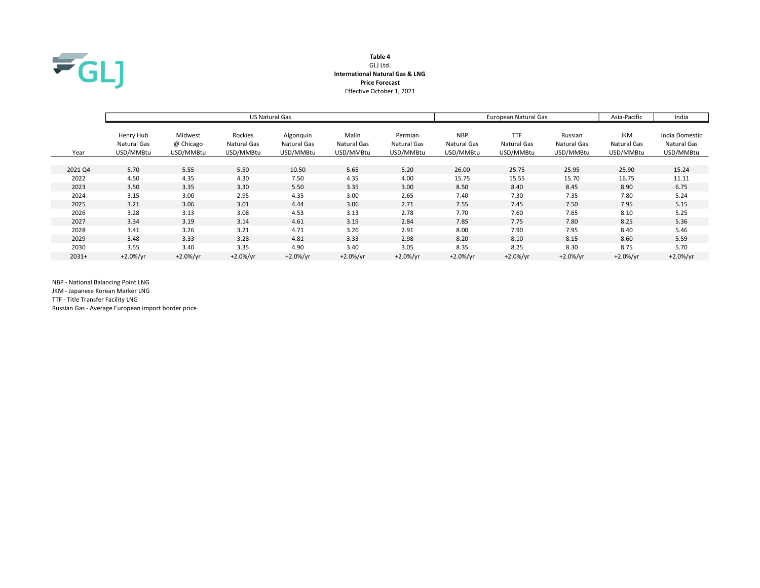**Table 4**
GLJ Ltd.
**International Natural Gas & LNG**
**Price Forecast**
Effective October 1, 2021

| | US Natural Gas | | | | | | European Natural Gas | | | Asia-Pacific | India |
|---|---|---|---|---|---|---|---|---|---|---|---|
| Year | Henry Hub Natural Gas USD/MMBtu | Midwest @ Chicago USD/MMBtu | Rockies Natural Gas USD/MMBtu | Algonquin Natural Gas USD/MMBtu | Malin Natural Gas USD/MMBtu | Permian Natural Gas USD/MMBtu | NBP Natural Gas USD/MMBtu | TTF Natural Gas USD/MMBtu | Russian Natural Gas USD/MMBtu | JKM Natural Gas USD/MMBtu | India Domestic Natural Gas USD/MMBtu |
| 2021 Q4 | 5.70 | 5.55 | 5.50 | 10.50 | 5.65 | 5.20 | 26.00 | 25.75 | 25.95 | 25.90 | 15.24 |
| 2022 | 4.50 | 4.35 | 4.30 | 7.50 | 4.35 | 4.00 | 15.75 | 15.55 | 15.70 | 16.75 | 11.11 |
| 2023 | 3.50 | 3.35 | 3.30 | 5.50 | 3.35 | 3.00 | 8.50 | 8.40 | 8.45 | 8.90 | 6.75 |
| 2024 | 3.15 | 3.00 | 2.95 | 4.35 | 3.00 | 2.65 | 7.40 | 7.30 | 7.35 | 7.80 | 5.24 |
| 2025 | 3.21 | 3.06 | 3.01 | 4.44 | 3.06 | 2.71 | 7.55 | 7.45 | 7.50 | 7.95 | 5.15 |
| 2026 | 3.28 | 3.13 | 3.08 | 4.53 | 3.13 | 2.78 | 7.70 | 7.60 | 7.65 | 8.10 | 5.25 |
| 2027 | 3.34 | 3.19 | 3.14 | 4.61 | 3.19 | 2.84 | 7.85 | 7.75 | 7.80 | 8.25 | 5.36 |
| 2028 | 3.41 | 3.26 | 3.21 | 4.71 | 3.26 | 2.91 | 8.00 | 7.90 | 7.95 | 8.40 | 5.46 |
| 2029 | 3.48 | 3.33 | 3.28 | 4.81 | 3.33 | 2.98 | 8.20 | 8.10 | 8.15 | 8.60 | 5.59 |
| 2030 | 3.55 | 3.40 | 3.35 | 4.90 | 3.40 | 3.05 | 8.35 | 8.25 | 8.30 | 8.75 | 5.70 |
| 2031+ | +2.0%/yr | +2.0%/yr | +2.0%/yr | +2.0%/yr | +2.0%/yr | +2.0%/yr | +2.0%/yr | +2.0%/yr | +2.0%/yr | +2.0%/yr | +2.0%/yr |

NBP - National Balancing Point LNG
JKM - Japanese Korean Marker LNG
TTF - Title Transfer Facility LNG
Russian Gas - Average European import border price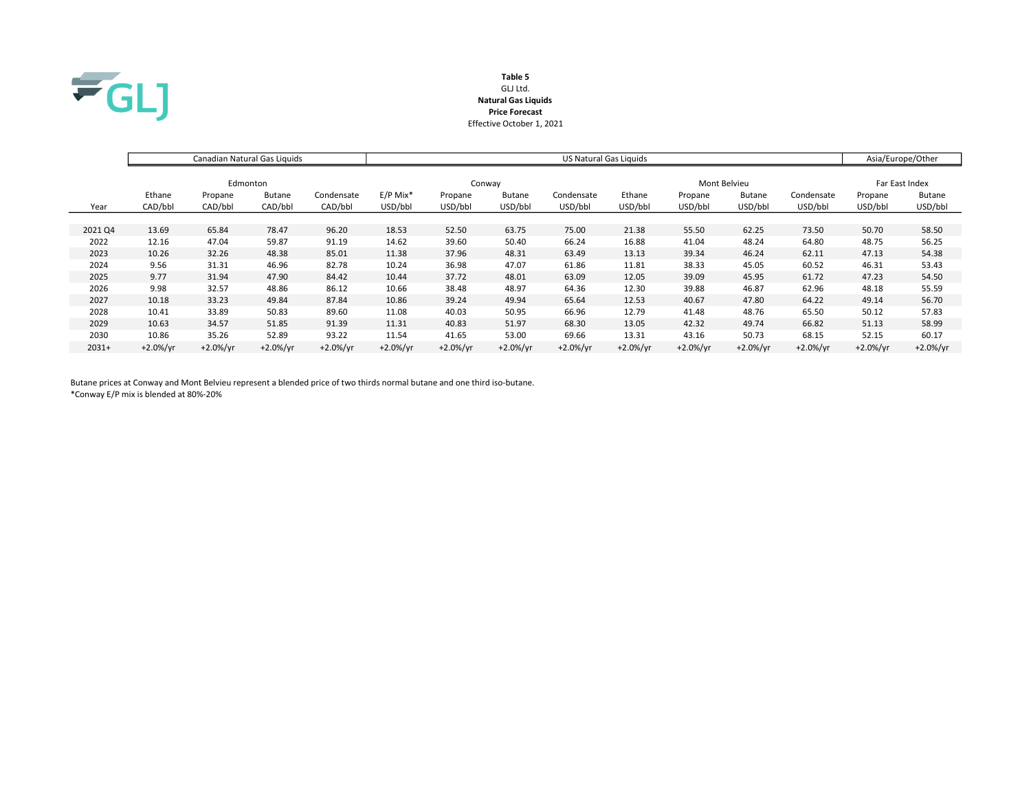**Table 5**
GLJ Ltd.
**Natural Gas Liquids**
**Price Forecast**
Effective October 1, 2021

| | Canadian Natural Gas Liquids | | | | US Natural Gas Liquids | | | | | | | | Asia/Europe/Other | |
|---|---|---|---|---|---|---|---|---|---|---|---|---|---|---|
| | Edmonton | | | | Conway | | | | Mont Belvieu | | | | Far East Index | |
| | Ethane | Propane | Butane | Condensate | E/P Mix* | Propane | Butane | Condensate | Ethane | Propane | Butane | Condensate | Propane | Butane |
| Year | CAD/bbl | CAD/bbl | CAD/bbl | CAD/bbl | USD/bbl | USD/bbl | USD/bbl | USD/bbl | USD/bbl | USD/bbl | USD/bbl | USD/bbl | USD/bbl | USD/bbl |
| 2021 Q4 | 13.69 | 65.84 | 78.47 | 96.20 | 18.53 | 52.50 | 63.75 | 75.00 | 21.38 | 55.50 | 62.25 | 73.50 | 50.70 | 58.50 |
| 2022 | 12.16 | 47.04 | 59.87 | 91.19 | 14.62 | 39.60 | 50.40 | 66.24 | 16.88 | 41.04 | 48.24 | 64.80 | 48.75 | 56.25 |
| 2023 | 10.26 | 32.26 | 48.38 | 85.01 | 11.38 | 37.96 | 48.31 | 63.49 | 13.13 | 39.34 | 46.24 | 62.11 | 47.13 | 54.38 |
| 2024 | 9.56 | 31.31 | 46.96 | 82.78 | 10.24 | 36.98 | 47.07 | 61.86 | 11.81 | 38.33 | 45.05 | 60.52 | 46.31 | 53.43 |
| 2025 | 9.77 | 31.94 | 47.90 | 84.42 | 10.44 | 37.72 | 48.01 | 63.09 | 12.05 | 39.09 | 45.95 | 61.72 | 47.23 | 54.50 |
| 2026 | 9.98 | 32.57 | 48.86 | 86.12 | 10.66 | 38.48 | 48.97 | 64.36 | 12.30 | 39.88 | 46.87 | 62.96 | 48.18 | 55.59 |
| 2027 | 10.18 | 33.23 | 49.84 | 87.84 | 10.86 | 39.24 | 49.94 | 65.64 | 12.53 | 40.67 | 47.80 | 64.22 | 49.14 | 56.70 |
| 2028 | 10.41 | 33.89 | 50.83 | 89.60 | 11.08 | 40.03 | 50.95 | 66.96 | 12.79 | 41.48 | 48.76 | 65.50 | 50.12 | 57.83 |
| 2029 | 10.63 | 34.57 | 51.85 | 91.39 | 11.31 | 40.83 | 51.97 | 68.30 | 13.05 | 42.32 | 49.74 | 66.82 | 51.13 | 58.99 |
| 2030 | 10.86 | 35.26 | 52.89 | 93.22 | 11.54 | 41.65 | 53.00 | 69.66 | 13.31 | 43.16 | 50.73 | 68.15 | 52.15 | 60.17 |
| 2031+ | +2.0%/yr | +2.0%/yr | +2.0%/yr | +2.0%/yr | +2.0%/yr | +2.0%/yr | +2.0%/yr | +2.0%/yr | +2.0%/yr | +2.0%/yr | +2.0%/yr | +2.0%/yr | +2.0%/yr | +2.0%/yr |

Butane prices at Conway and Mont Belvieu represent a blended price of two thirds normal butane and one third iso-butane.
*Conway E/P mix is blended at 80%-20%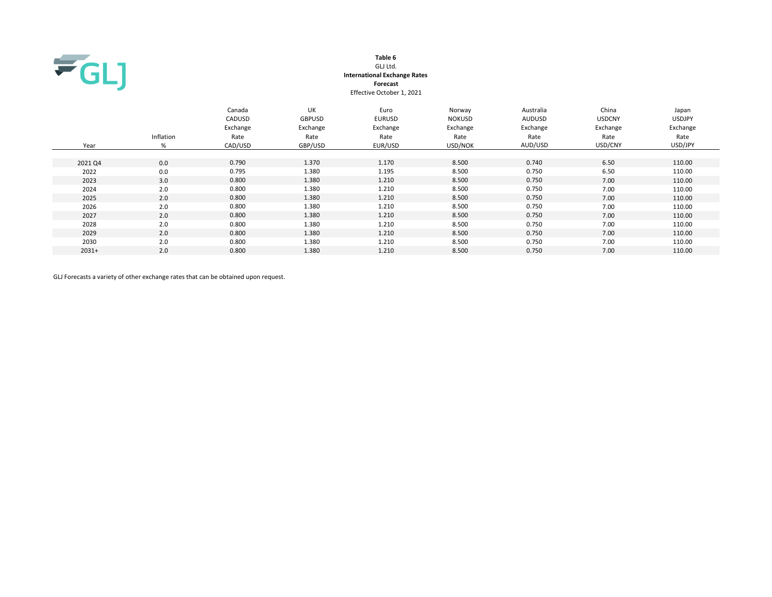**Table 6**
GLJ Ltd.
**International Exchange Rates**
**Forecast**
Effective October 1, 2021

| Year | Inflation % | Canada CADUSD Exchange Rate CAD/USD | UK GBPUSD Exchange Rate GBP/USD | Euro EURUSD Exchange Rate EUR/USD | Norway NOKUSD Exchange Rate USD/NOK | Australia AUDUSD Exchange Rate AUD/USD | China USDCNY Exchange Rate USD/CNY | Japan USDJPY Exchange Rate USD/JPY |
|---|---|---|---|---|---|---|---|---|
| 2021 Q4 | 0.0 | 0.790 | 1.370 | 1.170 | 8.500 | 0.740 | 6.50 | 110.00 |
| 2022 | 0.0 | 0.795 | 1.380 | 1.195 | 8.500 | 0.750 | 6.50 | 110.00 |
| 2023 | 3.0 | 0.800 | 1.380 | 1.210 | 8.500 | 0.750 | 7.00 | 110.00 |
| 2024 | 2.0 | 0.800 | 1.380 | 1.210 | 8.500 | 0.750 | 7.00 | 110.00 |
| 2025 | 2.0 | 0.800 | 1.380 | 1.210 | 8.500 | 0.750 | 7.00 | 110.00 |
| 2026 | 2.0 | 0.800 | 1.380 | 1.210 | 8.500 | 0.750 | 7.00 | 110.00 |
| 2027 | 2.0 | 0.800 | 1.380 | 1.210 | 8.500 | 0.750 | 7.00 | 110.00 |
| 2028 | 2.0 | 0.800 | 1.380 | 1.210 | 8.500 | 0.750 | 7.00 | 110.00 |
| 2029 | 2.0 | 0.800 | 1.380 | 1.210 | 8.500 | 0.750 | 7.00 | 110.00 |
| 2030 | 2.0 | 0.800 | 1.380 | 1.210 | 8.500 | 0.750 | 7.00 | 110.00 |
| 2031+ | 2.0 | 0.800 | 1.380 | 1.210 | 8.500 | 0.750 | 7.00 | 110.00 |

GLJ Forecasts a variety of other exchange rates that can be obtained upon request.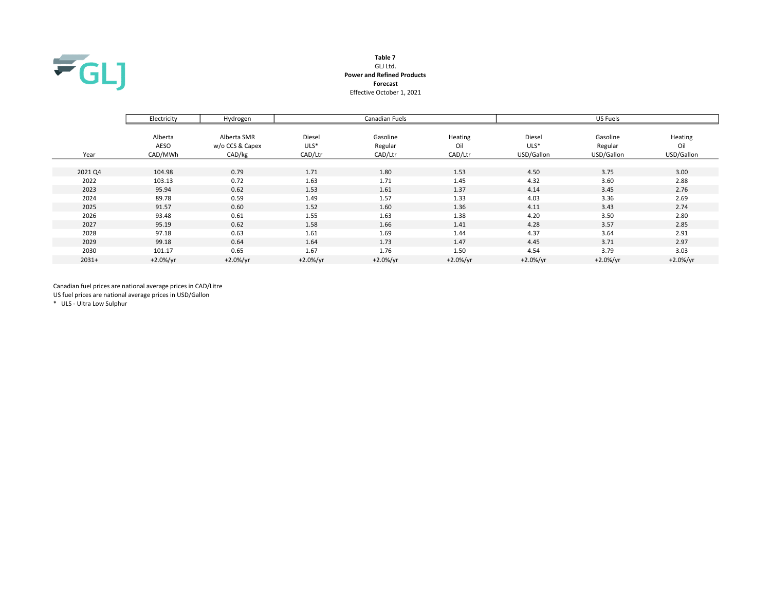**Table 7**
GLJ Ltd.
**Power and Refined Products**
**Forecast**
Effective October 1, 2021

| | Electricity | Hydrogen | Canadian Fuels | | | US Fuels | | |
|---|---|---|---|---|---|---|---|---|
| Year | Alberta AESO CAD/MWh | Alberta SMR w/o CCS & Capex CAD/kg | Diesel ULS* CAD/Ltr | Gasoline Regular CAD/Ltr | Heating Oil CAD/Ltr | Diesel ULS* USD/Gallon | Gasoline Regular USD/Gallon | Heating Oil USD/Gallon |
| 2021 Q4 | 104.98 | 0.79 | 1.71 | 1.80 | 1.53 | 4.50 | 3.75 | 3.00 |
| 2022 | 103.13 | 0.72 | 1.63 | 1.71 | 1.45 | 4.32 | 3.60 | 2.88 |
| 2023 | 95.94 | 0.62 | 1.53 | 1.61 | 1.37 | 4.14 | 3.45 | 2.76 |
| 2024 | 89.78 | 0.59 | 1.49 | 1.57 | 1.33 | 4.03 | 3.36 | 2.69 |
| 2025 | 91.57 | 0.60 | 1.52 | 1.60 | 1.36 | 4.11 | 3.43 | 2.74 |
| 2026 | 93.48 | 0.61 | 1.55 | 1.63 | 1.38 | 4.20 | 3.50 | 2.80 |
| 2027 | 95.19 | 0.62 | 1.58 | 1.66 | 1.41 | 4.28 | 3.57 | 2.85 |
| 2028 | 97.18 | 0.63 | 1.61 | 1.69 | 1.44 | 4.37 | 3.64 | 2.91 |
| 2029 | 99.18 | 0.64 | 1.64 | 1.73 | 1.47 | 4.45 | 3.71 | 2.97 |
| 2030 | 101.17 | 0.65 | 1.67 | 1.76 | 1.50 | 4.54 | 3.79 | 3.03 |
| 2031+ | +2.0%/yr | +2.0%/yr | +2.0%/yr | +2.0%/yr | +2.0%/yr | +2.0%/yr | +2.0%/yr | +2.0%/yr |

Canadian fuel prices are national average prices in CAD/Litre
US fuel prices are national average prices in USD/Gallon
* ULS - Ultra Low Sulphur